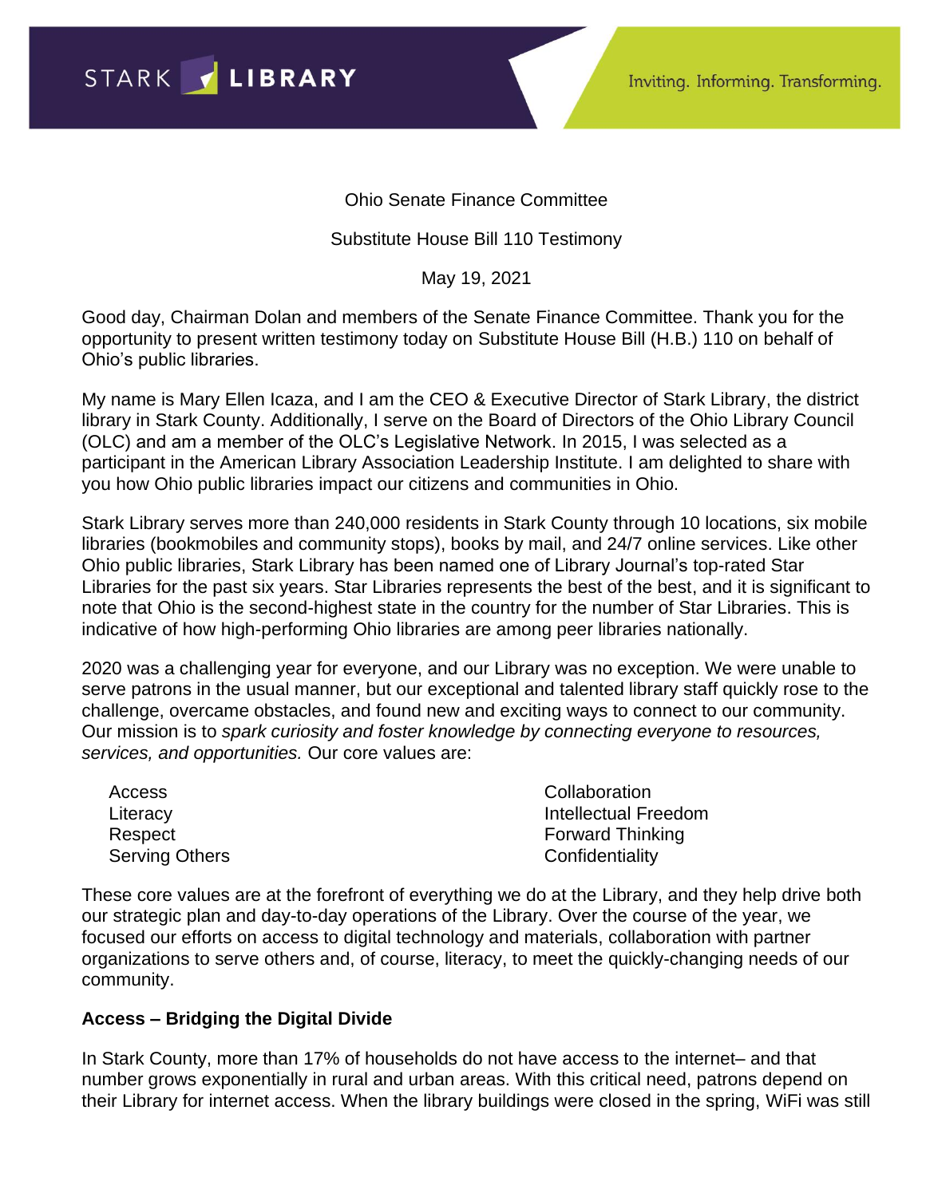Ohio Senate Finance Committee

Substitute House Bill 110 Testimony

May 19, 2021

Good day, Chairman Dolan and members of the Senate Finance Committee. Thank you for the opportunity to present written testimony today on Substitute House Bill (H.B.) 110 on behalf of Ohio's public libraries.

My name is Mary Ellen Icaza, and I am the CEO & Executive Director of Stark Library, the district library in Stark County. Additionally, I serve on the Board of Directors of the Ohio Library Council (OLC) and am a member of the OLC's Legislative Network. In 2015, I was selected as a participant in the American Library Association Leadership Institute. I am delighted to share with you how Ohio public libraries impact our citizens and communities in Ohio.

Stark Library serves more than 240,000 residents in Stark County through 10 locations, six mobile libraries (bookmobiles and community stops), books by mail, and 24/7 online services. Like other Ohio public libraries, Stark Library has been named one of Library Journal's top-rated Star Libraries for the past six years. Star Libraries represents the best of the best, and it is significant to note that Ohio is the second-highest state in the country for the number of Star Libraries. This is indicative of how high-performing Ohio libraries are among peer libraries nationally.

2020 was a challenging year for everyone, and our Library was no exception. We were unable to serve patrons in the usual manner, but our exceptional and talented library staff quickly rose to the challenge, overcame obstacles, and found new and exciting ways to connect to our community. Our mission is to *spark curiosity and foster knowledge by connecting everyone to resources, services, and opportunities.* Our core values are:

- Access
- Literacy
- Respect
- Serving Others
- Collaboration
- Intellectual Freedom
- Forward Thinking
- Confidentiality

These core values are at the forefront of everything we do at the Library, and they help drive both our strategic plan and day-to-day operations of the Library. Over the course of the year, we focused our efforts on access to digital technology and materials, collaboration with partner organizations to serve others and, of course, literacy, to meet the quickly-changing needs of our community.

**Access – Bridging the Digital Divide**

In Stark County, more than 17% of households do not have access to the internet– and that number grows exponentially in rural and urban areas. With this critical need, patrons depend on their Library for internet access. When the library buildings were closed in the spring, WiFi was still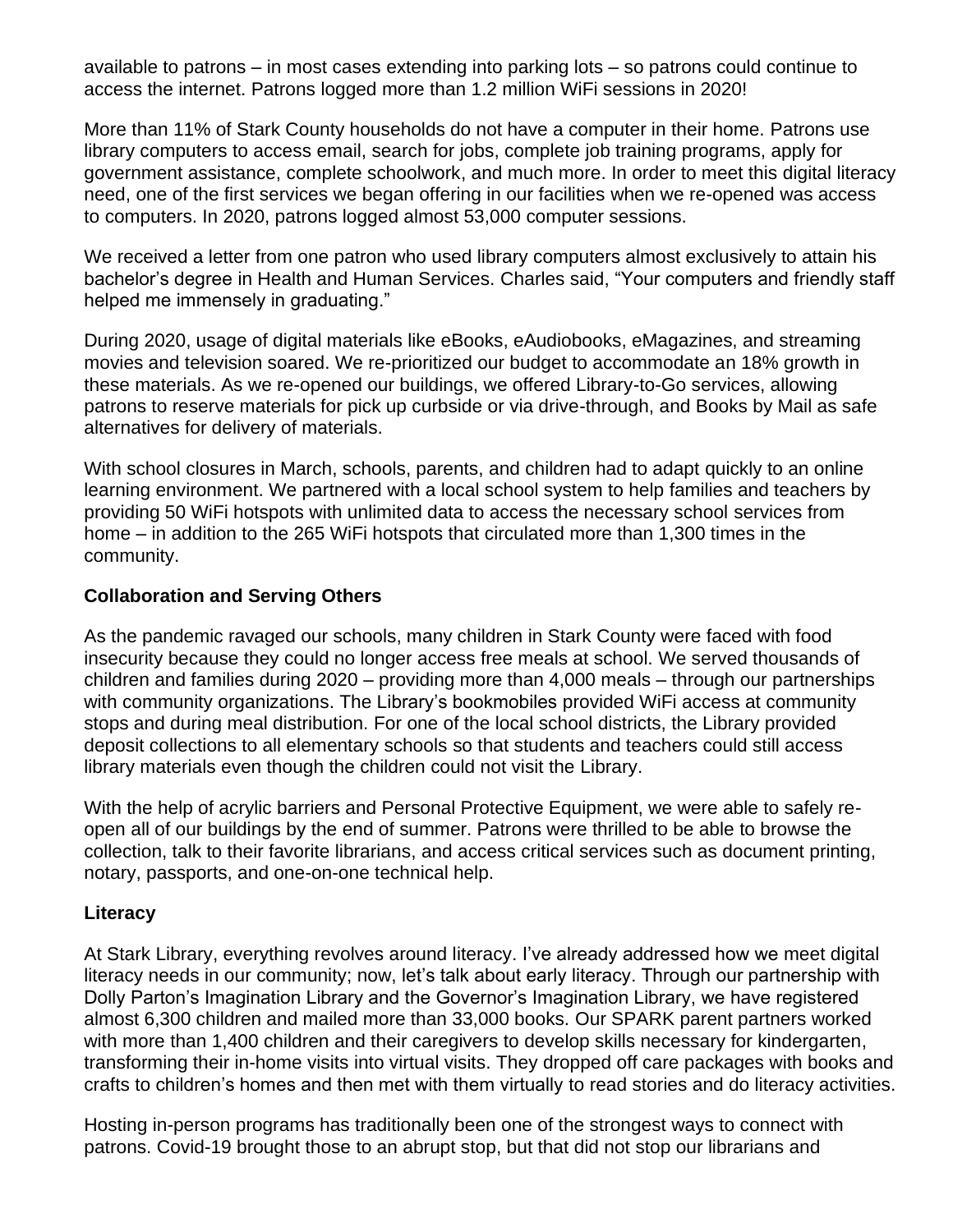available to patrons – in most cases extending into parking lots – so patrons could continue to access the internet. Patrons logged more than 1.2 million WiFi sessions in 2020!

More than 11% of Stark County households do not have a computer in their home. Patrons use library computers to access email, search for jobs, complete job training programs, apply for government assistance, complete schoolwork, and much more. In order to meet this digital literacy need, one of the first services we began offering in our facilities when we re-opened was access to computers. In 2020, patrons logged almost 53,000 computer sessions.

We received a letter from one patron who used library computers almost exclusively to attain his bachelor's degree in Health and Human Services. Charles said, "Your computers and friendly staff helped me immensely in graduating."

During 2020, usage of digital materials like eBooks, eAudiobooks, eMagazines, and streaming movies and television soared. We re-prioritized our budget to accommodate an 18% growth in these materials. As we re-opened our buildings, we offered Library-to-Go services, allowing patrons to reserve materials for pick up curbside or via drive-through, and Books by Mail as safe alternatives for delivery of materials.

With school closures in March, schools, parents, and children had to adapt quickly to an online learning environment. We partnered with a local school system to help families and teachers by providing 50 WiFi hotspots with unlimited data to access the necessary school services from home – in addition to the 265 WiFi hotspots that circulated more than 1,300 times in the community.

**Collaboration and Serving Others**

As the pandemic ravaged our schools, many children in Stark County were faced with food insecurity because they could no longer access free meals at school. We served thousands of children and families during 2020 – providing more than 4,000 meals – through our partnerships with community organizations. The Library's bookmobiles provided WiFi access at community stops and during meal distribution. For one of the local school districts, the Library provided deposit collections to all elementary schools so that students and teachers could still access library materials even though the children could not visit the Library.

With the help of acrylic barriers and Personal Protective Equipment, we were able to safely re-open all of our buildings by the end of summer. Patrons were thrilled to be able to browse the collection, talk to their favorite librarians, and access critical services such as document printing, notary, passports, and one-on-one technical help.

**Literacy**

At Stark Library, everything revolves around literacy. I've already addressed how we meet digital literacy needs in our community; now, let's talk about early literacy. Through our partnership with Dolly Parton's Imagination Library and the Governor's Imagination Library, we have registered almost 6,300 children and mailed more than 33,000 books. Our SPARK parent partners worked with more than 1,400 children and their caregivers to develop skills necessary for kindergarten, transforming their in-home visits into virtual visits. They dropped off care packages with books and crafts to children's homes and then met with them virtually to read stories and do literacy activities.

Hosting in-person programs has traditionally been one of the strongest ways to connect with patrons. Covid-19 brought those to an abrupt stop, but that did not stop our librarians and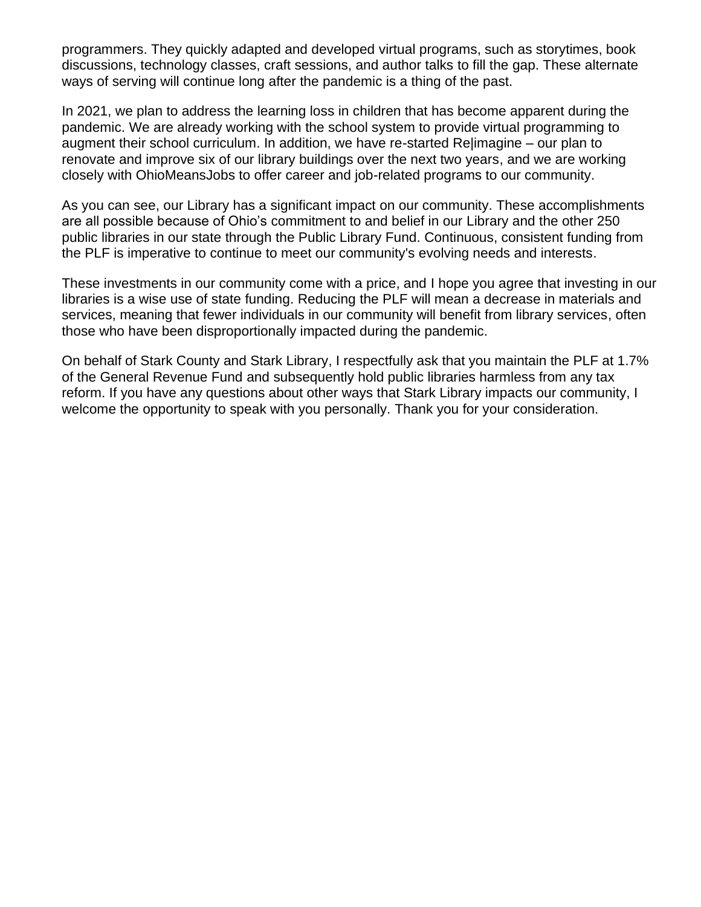programmers. They quickly adapted and developed virtual programs, such as storytimes, book discussions, technology classes, craft sessions, and author talks to fill the gap. These alternate ways of serving will continue long after the pandemic is a thing of the past.

In 2021, we plan to address the learning loss in children that has become apparent during the pandemic. We are already working with the school system to provide virtual programming to augment their school curriculum. In addition, we have re-started Re|imagine – our plan to renovate and improve six of our library buildings over the next two years, and we are working closely with OhioMeansJobs to offer career and job-related programs to our community.

As you can see, our Library has a significant impact on our community. These accomplishments are all possible because of Ohio's commitment to and belief in our Library and the other 250 public libraries in our state through the Public Library Fund. Continuous, consistent funding from the PLF is imperative to continue to meet our community's evolving needs and interests.

These investments in our community come with a price, and I hope you agree that investing in our libraries is a wise use of state funding. Reducing the PLF will mean a decrease in materials and services, meaning that fewer individuals in our community will benefit from library services, often those who have been disproportionally impacted during the pandemic.

On behalf of Stark County and Stark Library, I respectfully ask that you maintain the PLF at 1.7% of the General Revenue Fund and subsequently hold public libraries harmless from any tax reform. If you have any questions about other ways that Stark Library impacts our community, I welcome the opportunity to speak with you personally. Thank you for your consideration.